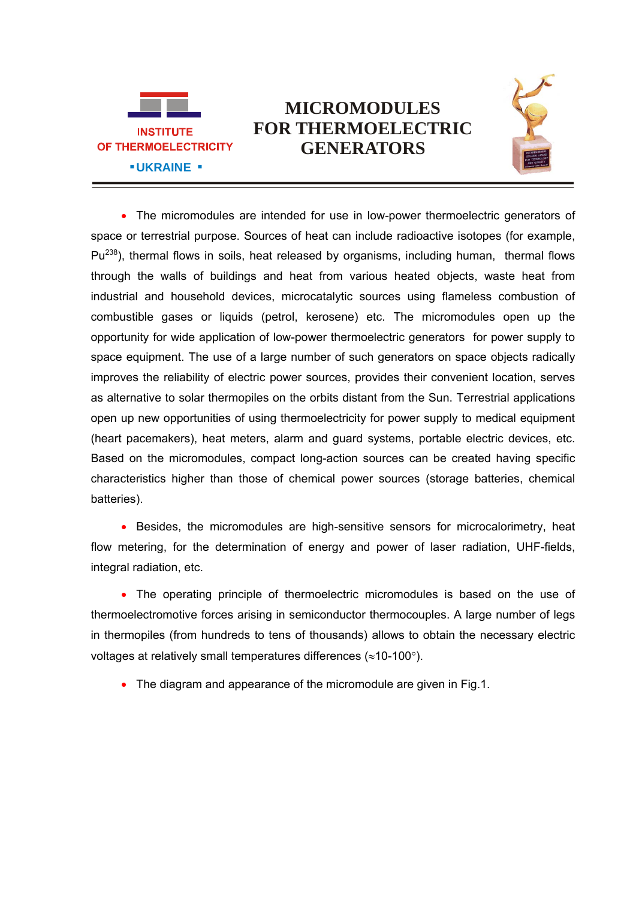INSTITUTE OF THERMOELECTRICITY

▪UKRAINE ▪

# MICROMODULES FOR THERMOELECTRIC GENERATORS

- The micromodules are intended for use in low-power thermoelectric generators of space or terrestrial purpose. Sources of heat can include radioactive isotopes (for example, $Pu^{238}$), thermal flows in soils, heat released by organisms, including human, thermal flows through the walls of buildings and heat from various heated objects, waste heat from industrial and household devices, microcatalytic sources using flameless combustion of combustible gases or liquids (petrol, kerosene) etc. The micromodules open up the opportunity for wide application of low-power thermoelectric generators for power supply to space equipment. The use of a large number of such generators on space objects radically improves the reliability of electric power sources, provides their convenient location, serves as alternative to solar thermopiles on the orbits distant from the Sun. Terrestrial applications open up new opportunities of using thermoelectricity for power supply to medical equipment (heart pacemakers), heat meters, alarm and guard systems, portable electric devices, etc. Based on the micromodules, compact long-action sources can be created having specific characteristics higher than those of chemical power sources (storage batteries, chemical batteries).

- Besides, the micromodules are high-sensitive sensors for microcalorimetry, heat flow metering, for the determination of energy and power of laser radiation, UHF-fields, integral radiation, etc.

- The operating principle of thermoelectric micromodules is based on the use of thermoelectromotive forces arising in semiconductor thermocouples. A large number of legs in thermopiles (from hundreds to tens of thousands) allows to obtain the necessary electric voltages at relatively small temperatures differences ($\approx$10-100°).

- The diagram and appearance of the micromodule are given in Fig.1.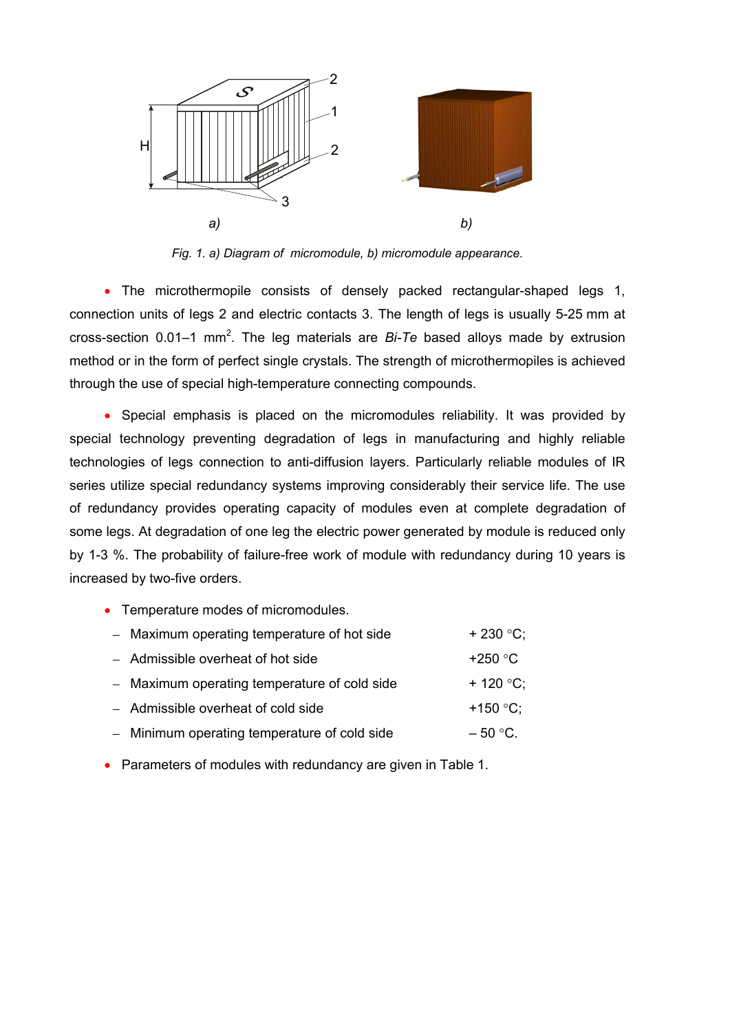Fig. 1. a) Diagram of micromodule, b) micromodule appearance.

- The microthermopile consists of densely packed rectangular-shaped legs 1, connection units of legs 2 and electric contacts 3. The length of legs is usually 5-25 mm at cross-section 0.01–1 mm$^2$. The leg materials are *Bi-Te* based alloys made by extrusion method or in the form of perfect single crystals. The strength of microthermopiles is achieved through the use of special high-temperature connecting compounds.

- Special emphasis is placed on the micromodules reliability. It was provided by special technology preventing degradation of legs in manufacturing and highly reliable technologies of legs connection to anti-diffusion layers. Particularly reliable modules of IR series utilize special redundancy systems improving considerably their service life. The use of redundancy provides operating capacity of modules even at complete degradation of some legs. At degradation of one leg the electric power generated by module is reduced only by 1-3 %. The probability of failure-free work of module with redundancy during 10 years is increased by two-five orders.

- Temperature modes of micromodules.
  - Maximum operating temperature of hot side + 230 °C;
  - Admissible overheat of hot side +250 °C
  - Maximum operating temperature of cold side + 120 °C;
  - Admissible overheat of cold side +150 °C;
  - Minimum operating temperature of cold side – 50 °C.

- Parameters of modules with redundancy are given in Table 1.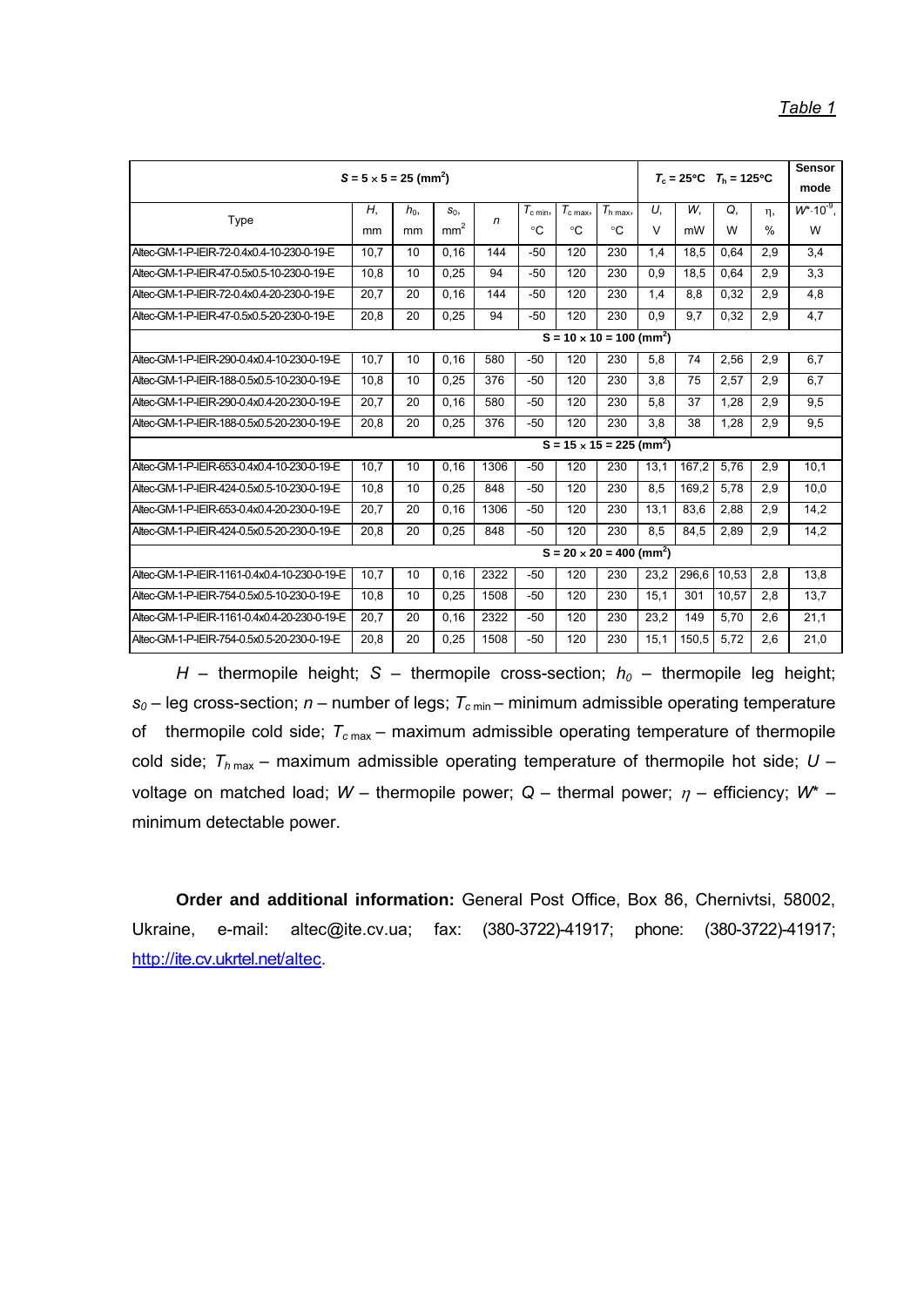*Table 1*

| $S = 5 \times 5 = 25$ (mm$^2$) | | | | | | | | $T_c = 25°C$ $T_h = 125°C$ | | | | Sensor mode |
|---|---|---|---|---|---|---|---|---|---|---|---|---|
| Type | $H$, mm | $h_0$, mm | $s_0$, mm$^2$ | $n$ | $T_{c\,min}$, °C | $T_{c\,max}$, °C | $T_{h\,max}$, °C | $U$, V | $W$, mW | $Q$, W | $\eta$, % | $W^{*} \cdot 10^{-9}$, W |
| Altec-GM-1-P-IEIR-72-0.4x0.4-10-230-0-19-E | 10,7 | 10 | 0,16 | 144 | -50 | 120 | 230 | 1,4 | 18,5 | 0,64 | 2,9 | 3,4 |
| Altec-GM-1-P-IEIR-47-0.5x0.5-10-230-0-19-E | 10,8 | 10 | 0,25 | 94 | -50 | 120 | 230 | 0,9 | 18,5 | 0,64 | 2,9 | 3,3 |
| Altec-GM-1-P-IEIR-72-0.4x0.4-20-230-0-19-E | 20,7 | 20 | 0,16 | 144 | -50 | 120 | 230 | 1,4 | 8,8 | 0,32 | 2,9 | 4,8 |
| Altec-GM-1-P-IEIR-47-0.5x0.5-20-230-0-19-E | 20,8 | 20 | 0,25 | 94 | -50 | 120 | 230 | 0,9 | 9,7 | 0,32 | 2,9 | 4,7 |
| $S = 10 \times 10 = 100$ (mm$^2$) | | | | | | | | | | | | |
| Altec-GM-1-P-IEIR-290-0.4x0.4-10-230-0-19-E | 10,7 | 10 | 0,16 | 580 | -50 | 120 | 230 | 5,8 | 74 | 2,56 | 2,9 | 6,7 |
| Altec-GM-1-P-IEIR-188-0.5x0.5-10-230-0-19-E | 10,8 | 10 | 0,25 | 376 | -50 | 120 | 230 | 3,8 | 75 | 2,57 | 2,9 | 6,7 |
| Altec-GM-1-P-IEIR-290-0.4x0.4-20-230-0-19-E | 20,7 | 20 | 0,16 | 580 | -50 | 120 | 230 | 5,8 | 37 | 1,28 | 2,9 | 9,5 |
| Altec-GM-1-P-IEIR-188-0.5x0.5-20-230-0-19-E | 20,8 | 20 | 0,25 | 376 | -50 | 120 | 230 | 3,8 | 38 | 1,28 | 2,9 | 9,5 |
| $S = 15 \times 15 = 225$ (mm$^2$) | | | | | | | | | | | | |
| Altec-GM-1-P-IEIR-653-0.4x0.4-10-230-0-19-E | 10,7 | 10 | 0,16 | 1306 | -50 | 120 | 230 | 13,1 | 167,2 | 5,76 | 2,9 | 10,1 |
| Altec-GM-1-P-IEIR-424-0.5x0.5-10-230-0-19-E | 10,8 | 10 | 0,25 | 848 | -50 | 120 | 230 | 8,5 | 169,2 | 5,78 | 2,9 | 10,0 |
| Altec-GM-1-P-IEIR-653-0.4x0.4-20-230-0-19-E | 20,7 | 20 | 0,16 | 1306 | -50 | 120 | 230 | 13,1 | 83,6 | 2,88 | 2,9 | 14,2 |
| Altec-GM-1-P-IEIR-424-0.5x0.5-20-230-0-19-E | 20,8 | 20 | 0,25 | 848 | -50 | 120 | 230 | 8,5 | 84,5 | 2,89 | 2,9 | 14,2 |
| $S = 20 \times 20 = 400$ (mm$^2$) | | | | | | | | | | | | |
| Altec-GM-1-P-IEIR-1161-0.4x0.4-10-230-0-19-E | 10,7 | 10 | 0,16 | 2322 | -50 | 120 | 230 | 23,2 | 296,6 | 10,53 | 2,8 | 13,8 |
| Altec-GM-1-P-IEIR-754-0.5x0.5-10-230-0-19-E | 10,8 | 10 | 0,25 | 1508 | -50 | 120 | 230 | 15,1 | 301 | 10,57 | 2,8 | 13,7 |
| Altec-GM-1-P-IEIR-1161-0.4x0.4-20-230-0-19-E | 20,7 | 20 | 0,16 | 2322 | -50 | 120 | 230 | 23,2 | 149 | 5,70 | 2,6 | 21,1 |
| Altec-GM-1-P-IEIR-754-0.5x0.5-20-230-0-19-E | 20,8 | 20 | 0,25 | 1508 | -50 | 120 | 230 | 15,1 | 150,5 | 5,72 | 2,6 | 21,0 |

$H$ – thermopile height; $S$ – thermopile cross-section; $h_0$ – thermopile leg height; $s_0$ – leg cross-section; $n$ – number of legs; $T_{c\,min}$ – minimum admissible operating temperature of thermopile cold side; $T_{c\,max}$ – maximum admissible operating temperature of thermopile cold side; $T_{h\,max}$ – maximum admissible operating temperature of thermopile hot side; $U$ – voltage on matched load; $W$ – thermopile power; $Q$ – thermal power; $\eta$ – efficiency; $W^{*}$ – minimum detectable power.

**Order and additional information:** General Post Office, Box 86, Chernivtsi, 58002, Ukraine, e-mail: altec@ite.cv.ua; fax: (380-3722)-41917; phone: (380-3722)-41917; http://ite.cv.ukrtel.net/altec.